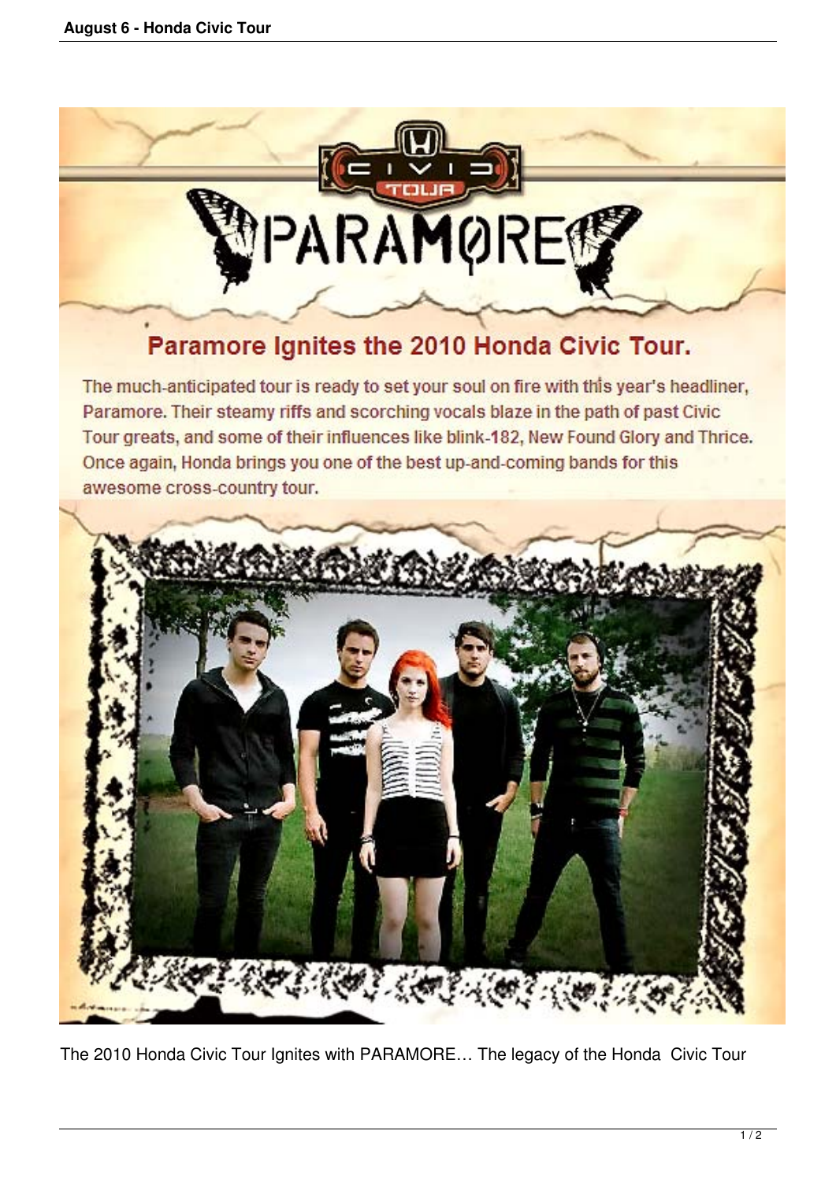**Paramore Ignites the 2010 Honda Civic Tour.**

The much-anticipated tour is ready to set your soul on fire with this year's headliner, Paramore. Their steamy riffs and scorching vocals blaze in the path of past Civic Tour greats, and some of their influences like blink-182, New Found Glory and Thrice. Once again, Honda brings you one of the best up-and-coming bands for this awesome cross-country tour.

The 2010 Honda Civic Tour Ignites with PARAMORE… The legacy of the Honda Civic Tour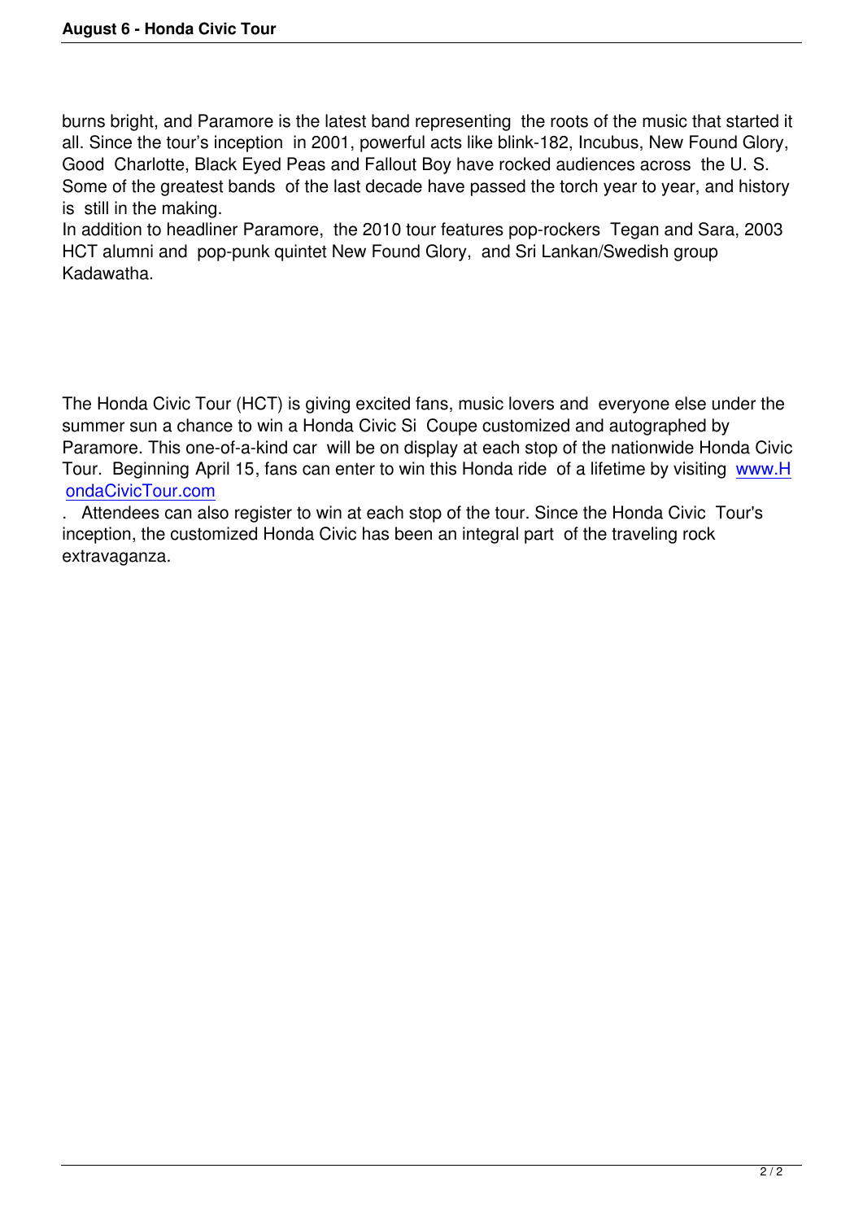burns bright, and Paramore is the latest band representing the roots of the music that started it all. Since the tour's inception in 2001, powerful acts like blink-182, Incubus, New Found Glory, Good Charlotte, Black Eyed Peas and Fallout Boy have rocked audiences across the U. S. Some of the greatest bands of the last decade have passed the torch year to year, and history is still in the making.
In addition to headliner Paramore, the 2010 tour features pop-rockers Tegan and Sara, 2003 HCT alumni and pop-punk quintet New Found Glory, and Sri Lankan/Swedish group Kadawatha.

The Honda Civic Tour (HCT) is giving excited fans, music lovers and everyone else under the summer sun a chance to win a Honda Civic Si Coupe customized and autographed by Paramore. This one-of-a-kind car will be on display at each stop of the nationwide Honda Civic Tour. Beginning April 15, fans can enter to win this Honda ride of a lifetime by visiting www.HondaCivicTour.com
. Attendees can also register to win at each stop of the tour. Since the Honda Civic Tour's inception, the customized Honda Civic has been an integral part of the traveling rock extravaganza.